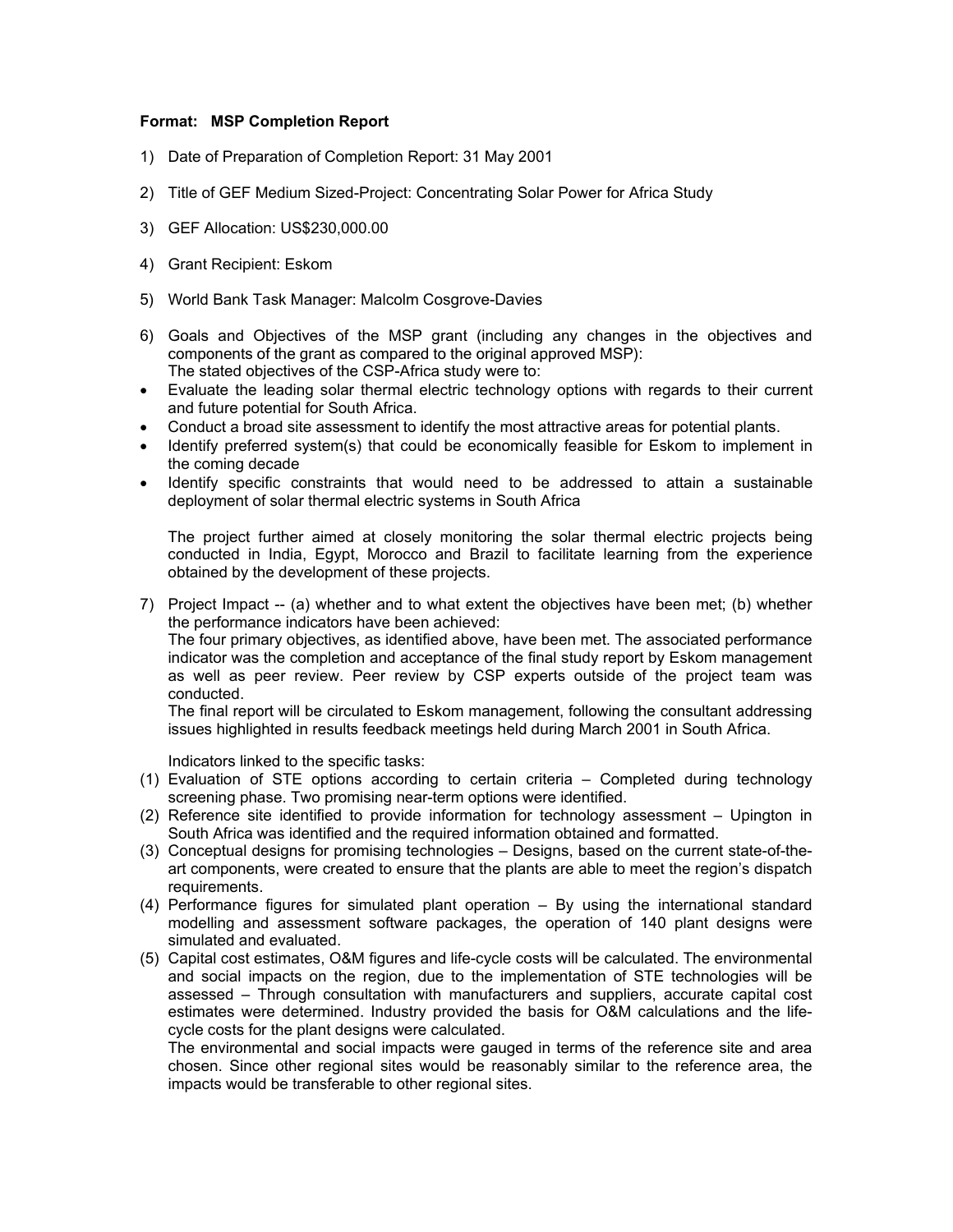**Format: MSP Completion Report**

1) Date of Preparation of Completion Report: 31 May 2001

2) Title of GEF Medium Sized-Project: Concentrating Solar Power for Africa Study

3) GEF Allocation: US$230,000.00

4) Grant Recipient: Eskom

5) World Bank Task Manager: Malcolm Cosgrove-Davies

6) Goals and Objectives of the MSP grant (including any changes in the objectives and components of the grant as compared to the original approved MSP):
   The stated objectives of the CSP-Africa study were to:

- Evaluate the leading solar thermal electric technology options with regards to their current and future potential for South Africa.
- Conduct a broad site assessment to identify the most attractive areas for potential plants.
- Identify preferred system(s) that could be economically feasible for Eskom to implement in the coming decade
- Identify specific constraints that would need to be addressed to attain a sustainable deployment of solar thermal electric systems in South Africa

   The project further aimed at closely monitoring the solar thermal electric projects being conducted in India, Egypt, Morocco and Brazil to facilitate learning from the experience obtained by the development of these projects.

7) Project Impact -- (a) whether and to what extent the objectives have been met; (b) whether the performance indicators have been achieved:
   The four primary objectives, as identified above, have been met. The associated performance indicator was the completion and acceptance of the final study report by Eskom management as well as peer review. Peer review by CSP experts outside of the project team was conducted.
   The final report will be circulated to Eskom management, following the consultant addressing issues highlighted in results feedback meetings held during March 2001 in South Africa.

   Indicators linked to the specific tasks:

(1) Evaluation of STE options according to certain criteria – Completed during technology screening phase. Two promising near-term options were identified.
(2) Reference site identified to provide information for technology assessment – Upington in South Africa was identified and the required information obtained and formatted.
(3) Conceptual designs for promising technologies – Designs, based on the current state-of-the-art components, were created to ensure that the plants are able to meet the region's dispatch requirements.
(4) Performance figures for simulated plant operation – By using the international standard modelling and assessment software packages, the operation of 140 plant designs were simulated and evaluated.
(5) Capital cost estimates, O&M figures and life-cycle costs will be calculated. The environmental and social impacts on the region, due to the implementation of STE technologies will be assessed – Through consultation with manufacturers and suppliers, accurate capital cost estimates were determined. Industry provided the basis for O&M calculations and the life-cycle costs for the plant designs were calculated.
   The environmental and social impacts were gauged in terms of the reference site and area chosen. Since other regional sites would be reasonably similar to the reference area, the impacts would be transferable to other regional sites.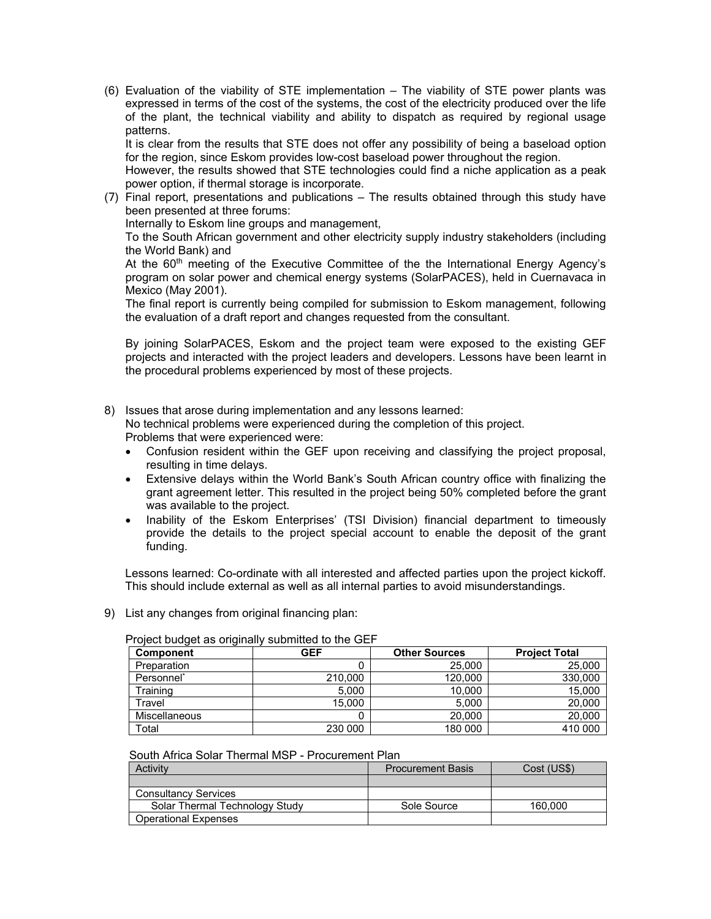(6) Evaluation of the viability of STE implementation – The viability of STE power plants was expressed in terms of the cost of the systems, the cost of the electricity produced over the life of the plant, the technical viability and ability to dispatch as required by regional usage patterns.
It is clear from the results that STE does not offer any possibility of being a baseload option for the region, since Eskom provides low-cost baseload power throughout the region.
However, the results showed that STE technologies could find a niche application as a peak power option, if thermal storage is incorporate.

(7) Final report, presentations and publications – The results obtained through this study have been presented at three forums:
Internally to Eskom line groups and management,
To the South African government and other electricity supply industry stakeholders (including the World Bank) and
At the 60th meeting of the Executive Committee of the the International Energy Agency's program on solar power and chemical energy systems (SolarPACES), held in Cuernavaca in Mexico (May 2001).
The final report is currently being compiled for submission to Eskom management, following the evaluation of a draft report and changes requested from the consultant.

By joining SolarPACES, Eskom and the project team were exposed to the existing GEF projects and interacted with the project leaders and developers. Lessons have been learnt in the procedural problems experienced by most of these projects.

8) Issues that arose during implementation and any lessons learned:
No technical problems were experienced during the completion of this project.
Problems that were experienced were:
   - Confusion resident within the GEF upon receiving and classifying the project proposal, resulting in time delays.
   - Extensive delays within the World Bank's South African country office with finalizing the grant agreement letter. This resulted in the project being 50% completed before the grant was available to the project.
   - Inability of the Eskom Enterprises' (TSI Division) financial department to timeously provide the details to the project special account to enable the deposit of the grant funding.

   Lessons learned: Co-ordinate with all interested and affected parties upon the project kickoff. This should include external as well as all internal parties to avoid misunderstandings.

9) List any changes from original financing plan:

Project budget as originally submitted to the GEF

| Component | GEF | Other Sources | Project Total |
|---|---|---|---|
| Preparation | 0 | 25,000 | 25,000 |
| Personnel* | 210,000 | 120,000 | 330,000 |
| Training | 5,000 | 10,000 | 15,000 |
| Travel | 15,000 | 5,000 | 20,000 |
| Miscellaneous | 0 | 20,000 | 20,000 |
| Total | 230 000 | 180 000 | 410 000 |

South Africa Solar Thermal MSP - Procurement Plan

| Activity | Procurement Basis | Cost (US$) |
|---|---|---|
| | | |
| Consultancy Services | | |
| Solar Thermal Technology Study | Sole Source | 160,000 |
| Operational Expenses | | |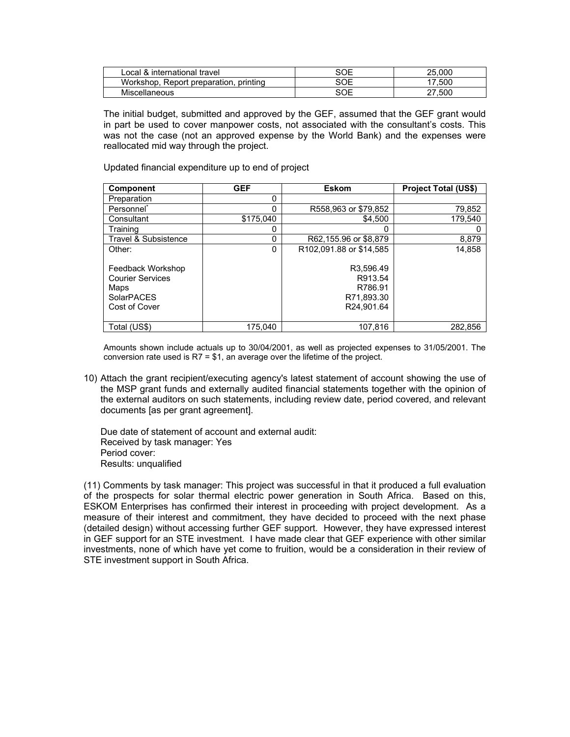| | | |
|---|---|---|
| Local & international travel | SOE | 25,000 |
| Workshop, Report preparation, printing | SOE | 17,500 |
| Miscellaneous | SOE | 27,500 |

The initial budget, submitted and approved by the GEF, assumed that the GEF grant would in part be used to cover manpower costs, not associated with the consultant's costs. This was not the case (not an approved expense by the World Bank) and the expenses were reallocated mid way through the project.

Updated financial expenditure up to end of project

| Component | GEF | Eskom | Project Total (US$) |
|---|---|---|---|
| Preparation | 0 | | |
| Personnel* | 0 | R558,963 or $79,852 | 79,852 |
| Consultant | $175,040 | $4,500 | 179,540 |
| Training | 0 | 0 | 0 |
| Travel & Subsistence | 0 | R62,155.96 or $8,879 | 8,879 |
| Other: | 0 | R102,091.88 or $14,585 | 14,858 |
| Feedback Workshop | | R3,596.49 | |
| Courier Services | | R913.54 | |
| Maps | | R786.91 | |
| SolarPACES | | R71,893.30 | |
| Cost of Cover | | R24,901.64 | |
| Total (US$) | 175,040 | 107,816 | 282,856 |

Amounts shown include actuals up to 30/04/2001, as well as projected expenses to 31/05/2001. The conversion rate used is R7 = $1, an average over the lifetime of the project.

10) Attach the grant recipient/executing agency's latest statement of account showing the use of the MSP grant funds and externally audited financial statements together with the opinion of the external auditors on such statements, including review date, period covered, and relevant documents [as per grant agreement].

Due date of statement of account and external audit:
Received by task manager: Yes
Period cover:
Results: unqualified

(11) Comments by task manager: This project was successful in that it produced a full evaluation of the prospects for solar thermal electric power generation in South Africa. Based on this, ESKOM Enterprises has confirmed their interest in proceeding with project development. As a measure of their interest and commitment, they have decided to proceed with the next phase (detailed design) without accessing further GEF support. However, they have expressed interest in GEF support for an STE investment. I have made clear that GEF experience with other similar investments, none of which have yet come to fruition, would be a consideration in their review of STE investment support in South Africa.